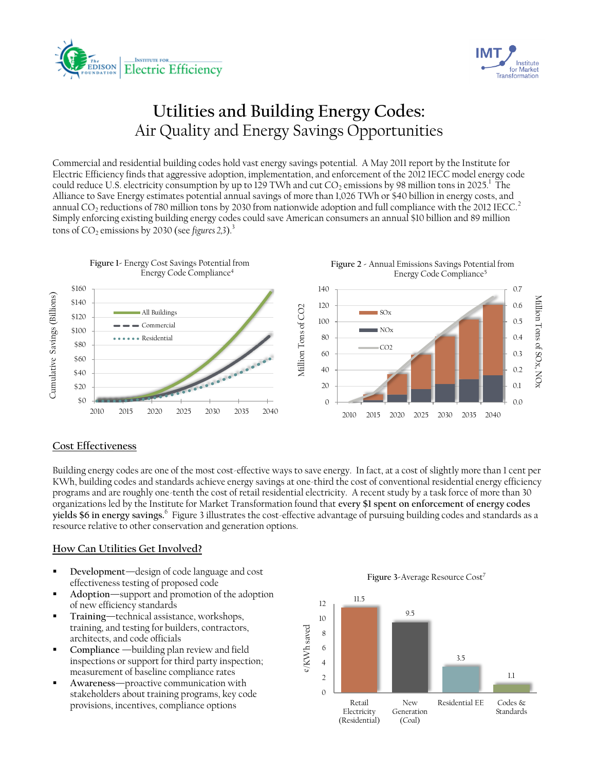# Utilities and Building Energy Codes:
## Air Quality and Energy Savings Opportunities

Commercial and residential building codes hold vast energy savings potential. A May 2011 report by the Institute for Electric Efficiency finds that aggressive adoption, implementation, and enforcement of the 2012 IECC model energy code could reduce U.S. electricity consumption by up to 129 TWh and cut $CO_2$ emissions by 98 million tons in 2025.[1] The Alliance to Save Energy estimates potential annual savings of more than 1,026 TWh or $40 billion in energy costs, and annual $CO_2$ reductions of 780 million tons by 2030 from nationwide adoption and full compliance with the 2012 IECC.[2] Simply enforcing existing building energy codes could save American consumers an annual $10 billion and 89 million tons of $CO_2$ emissions by 2030 (see *figures 2,3*).[3]

**Figure 1**- Energy Cost Savings Potential from Energy Code Compliance[4]

**Figure 2** - Annual Emissions Savings Potential from Energy Code Compliance[5]

## Cost Effectiveness

Building energy codes are one of the most cost-effective ways to save energy. In fact, at a cost of slightly more than 1 cent per KWh, building codes and standards achieve energy savings at one-third the cost of conventional residential energy efficiency programs and are roughly one-tenth the cost of retail residential electricity. A recent study by a task force of more than 30 organizations led by the Institute for Market Transformation found that **every $1 spent on enforcement of energy codes yields $6 in energy savings.**[6] Figure 3 illustrates the cost-effective advantage of pursuing building codes and standards as a resource relative to other conservation and generation options.

## How Can Utilities Get Involved?

- **Development**—design of code language and cost effectiveness testing of proposed code
- **Adoption**—support and promotion of the adoption of new efficiency standards
- **Training**—technical assistance, workshops, training, and testing for builders, contractors, architects, and code officials
- **Compliance** —building plan review and field inspections or support for third party inspection; measurement of baseline compliance rates
- **Awareness**—proactive communication with stakeholders about training programs, key code provisions, incentives, compliance options

**Figure 3**-Average Resource Cost[7]

| Resource | ¢/KWh saved |
|---|---|
| Retail Electricity (Residential) | 11.5 |
| New Generation (Coal) | 9.5 |
| Residential EE | 3.5 |
| Codes & Standards | 1.1 |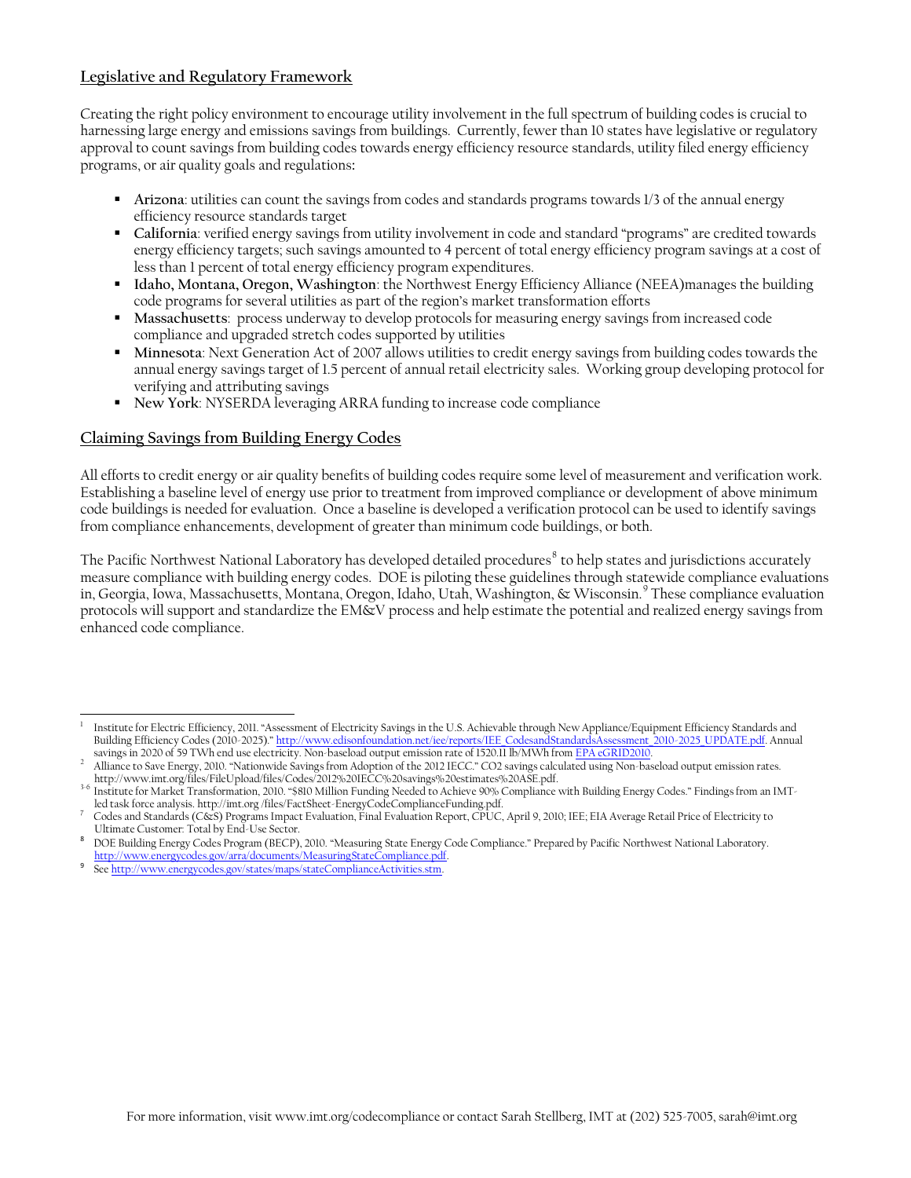## Legislative and Regulatory Framework

Creating the right policy environment to encourage utility involvement in the full spectrum of building codes is crucial to harnessing large energy and emissions savings from buildings. Currently, fewer than 10 states have legislative or regulatory approval to count savings from building codes towards energy efficiency resource standards, utility filed energy efficiency programs, or air quality goals and regulations:

- **Arizona**: utilities can count the savings from codes and standards programs towards 1/3 of the annual energy efficiency resource standards target
- **California**: verified energy savings from utility involvement in code and standard "programs" are credited towards energy efficiency targets; such savings amounted to 4 percent of total energy efficiency program savings at a cost of less than 1 percent of total energy efficiency program expenditures.
- **Idaho, Montana, Oregon, Washington**: the Northwest Energy Efficiency Alliance (NEEA)manages the building code programs for several utilities as part of the region's market transformation efforts
- **Massachusetts**: process underway to develop protocols for measuring energy savings from increased code compliance and upgraded stretch codes supported by utilities
- **Minnesota**: Next Generation Act of 2007 allows utilities to credit energy savings from building codes towards the annual energy savings target of 1.5 percent of annual retail electricity sales. Working group developing protocol for verifying and attributing savings
- **New York**: NYSERDA leveraging ARRA funding to increase code compliance

## Claiming Savings from Building Energy Codes

All efforts to credit energy or air quality benefits of building codes require some level of measurement and verification work. Establishing a baseline level of energy use prior to treatment from improved compliance or development of above minimum code buildings is needed for evaluation. Once a baseline is developed a verification protocol can be used to identify savings from compliance enhancements, development of greater than minimum code buildings, or both.

The Pacific Northwest National Laboratory has developed detailed procedures[8] to help states and jurisdictions accurately measure compliance with building energy codes. DOE is piloting these guidelines through statewide compliance evaluations in, Georgia, Iowa, Massachusetts, Montana, Oregon, Idaho, Utah, Washington, & Wisconsin.[9] These compliance evaluation protocols will support and standardize the EM&V process and help estimate the potential and realized energy savings from enhanced code compliance.

---

[1] Institute for Electric Efficiency, 2011. "Assessment of Electricity Savings in the U.S. Achievable through New Appliance/Equipment Efficiency Standards and Building Efficiency Codes (2010-2025)." http://www.edisonfoundation.net/iee/reports/IEE_CodesandStandardsAssessment_2010-2025_UPDATE.pdf. Annual savings in 2020 of 59 TWh end use electricity. Non-baseload output emission rate of 1520.11 lb/MWh from EPA eGRID2010.

[2] Alliance to Save Energy, 2010. "Nationwide Savings from Adoption of the 2012 IECC." CO2 savings calculated using Non-baseload output emission rates. http://www.imt.org/files/FileUpload/files/Codes/2012%20IECC%20savings%20estimates%20ASE.pdf.

[3-6] Institute for Market Transformation, 2010. "$810 Million Funding Needed to Achieve 90% Compliance with Building Energy Codes." Findings from an IMT-led task force analysis. http://imt.org /files/FactSheet-EnergyCodeComplianceFunding.pdf.

[7] Codes and Standards (C&S) Programs Impact Evaluation, Final Evaluation Report, CPUC, April 9, 2010; IEE; EIA Average Retail Price of Electricity to Ultimate Customer: Total by End-Use Sector.

[8] DOE Building Energy Codes Program (BECP), 2010. "Measuring State Energy Code Compliance." Prepared by Pacific Northwest National Laboratory. http://www.energycodes.gov/arra/documents/MeasuringStateCompliance.pdf.

[9] See http://www.energycodes.gov/states/maps/stateComplianceActivities.stm.

For more information, visit www.imt.org/codecompliance or contact Sarah Stellberg, IMT at (202) 525-7005, sarah@imt.org